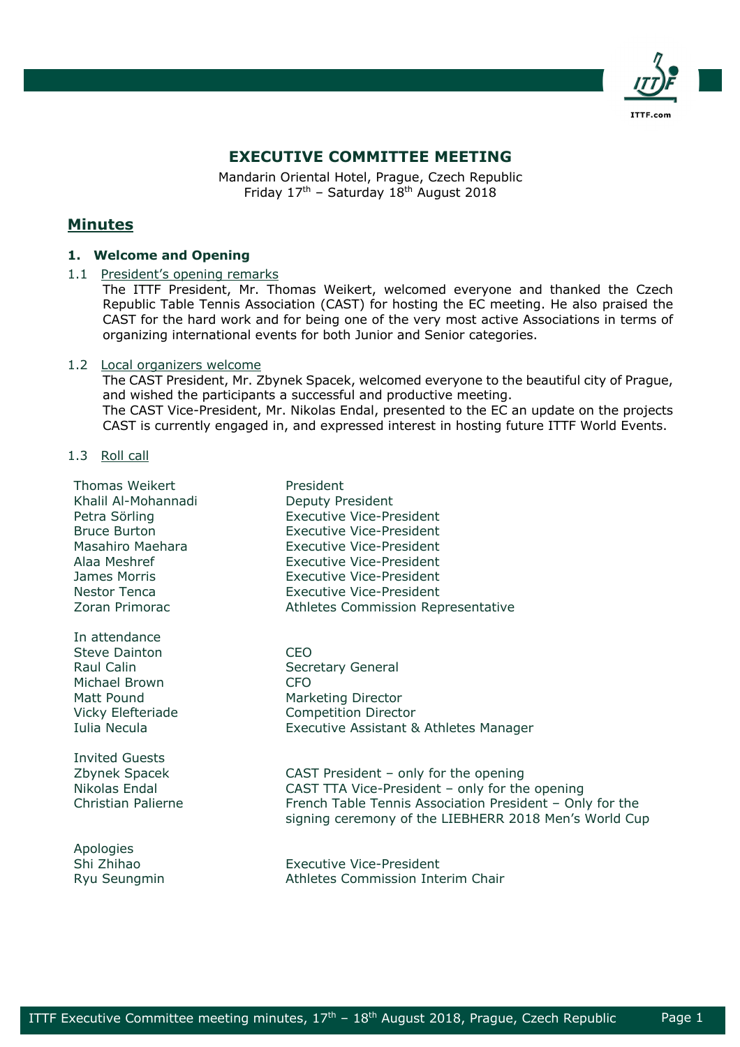# EXECUTIVE COMMITTEE MEETING

Mandarin Oriental Hotel, Prague, Czech Republic
Friday 17th – Saturday 18th August 2018

## Minutes

### 1. Welcome and Opening

1.1 President's opening remarks

The ITTF President, Mr. Thomas Weikert, welcomed everyone and thanked the Czech Republic Table Tennis Association (CAST) for hosting the EC meeting. He also praised the CAST for the hard work and for being one of the very most active Associations in terms of organizing international events for both Junior and Senior categories.

1.2 Local organizers welcome

The CAST President, Mr. Zbynek Spacek, welcomed everyone to the beautiful city of Prague, and wished the participants a successful and productive meeting.
The CAST Vice-President, Mr. Nikolas Endal, presented to the EC an update on the projects CAST is currently engaged in, and expressed interest in hosting future ITTF World Events.

1.3 Roll call

| | |
|---|---|
| Thomas Weikert | President |
| Khalil Al-Mohannadi | Deputy President |
| Petra Sörling | Executive Vice-President |
| Bruce Burton | Executive Vice-President |
| Masahiro Maehara | Executive Vice-President |
| Alaa Meshref | Executive Vice-President |
| James Morris | Executive Vice-President |
| Nestor Tenca | Executive Vice-President |
| Zoran Primorac | Athletes Commission Representative |
| **In attendance** | |
| Steve Dainton | CEO |
| Raul Calin | Secretary General |
| Michael Brown | CFO |
| Matt Pound | Marketing Director |
| Vicky Elefteriade | Competition Director |
| Iulia Necula | Executive Assistant & Athletes Manager |
| **Invited Guests** | |
| Zbynek Spacek | CAST President – only for the opening |
| Nikolas Endal | CAST TTA Vice-President – only for the opening |
| Christian Palierne | French Table Tennis Association President – Only for the signing ceremony of the LIEBHERR 2018 Men's World Cup |
| **Apologies** | |
| Shi Zhihao | Executive Vice-President |
| Ryu Seungmin | Athletes Commission Interim Chair |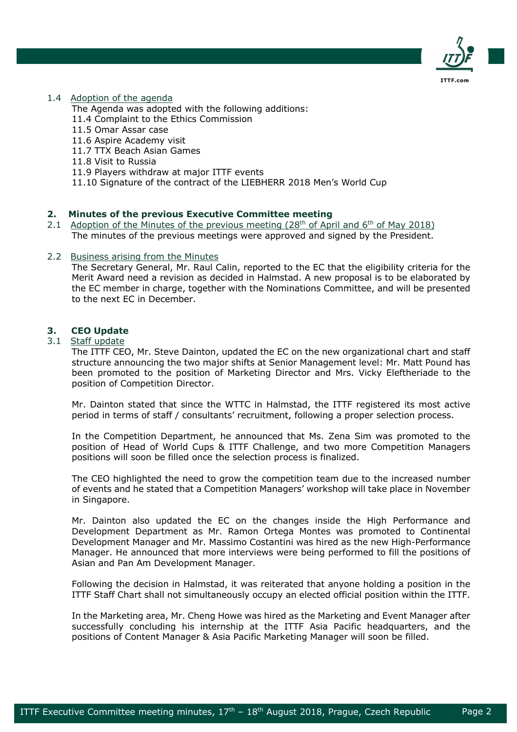### 1.4 Adoption of the agenda

The Agenda was adopted with the following additions:

11.4 Complaint to the Ethics Commission
11.5 Omar Assar case
11.6 Aspire Academy visit
11.7 TTX Beach Asian Games
11.8 Visit to Russia
11.9 Players withdraw at major ITTF events
11.10 Signature of the contract of the LIEBHERR 2018 Men's World Cup

## 2. Minutes of the previous Executive Committee meeting

### 2.1 Adoption of the Minutes of the previous meeting (28th of April and 6th of May 2018)

The minutes of the previous meetings were approved and signed by the President.

### 2.2 Business arising from the Minutes

The Secretary General, Mr. Raul Calin, reported to the EC that the eligibility criteria for the Merit Award need a revision as decided in Halmstad. A new proposal is to be elaborated by the EC member in charge, together with the Nominations Committee, and will be presented to the next EC in December.

## 3. CEO Update

### 3.1 Staff update

The ITTF CEO, Mr. Steve Dainton, updated the EC on the new organizational chart and staff structure announcing the two major shifts at Senior Management level: Mr. Matt Pound has been promoted to the position of Marketing Director and Mrs. Vicky Eleftheriade to the position of Competition Director.

Mr. Dainton stated that since the WTTC in Halmstad, the ITTF registered its most active period in terms of staff / consultants' recruitment, following a proper selection process.

In the Competition Department, he announced that Ms. Zena Sim was promoted to the position of Head of World Cups & ITTF Challenge, and two more Competition Managers positions will soon be filled once the selection process is finalized.

The CEO highlighted the need to grow the competition team due to the increased number of events and he stated that a Competition Managers' workshop will take place in November in Singapore.

Mr. Dainton also updated the EC on the changes inside the High Performance and Development Department as Mr. Ramon Ortega Montes was promoted to Continental Development Manager and Mr. Massimo Costantini was hired as the new High-Performance Manager. He announced that more interviews were being performed to fill the positions of Asian and Pan Am Development Manager.

Following the decision in Halmstad, it was reiterated that anyone holding a position in the ITTF Staff Chart shall not simultaneously occupy an elected official position within the ITTF.

In the Marketing area, Mr. Cheng Howe was hired as the Marketing and Event Manager after successfully concluding his internship at the ITTF Asia Pacific headquarters, and the positions of Content Manager & Asia Pacific Marketing Manager will soon be filled.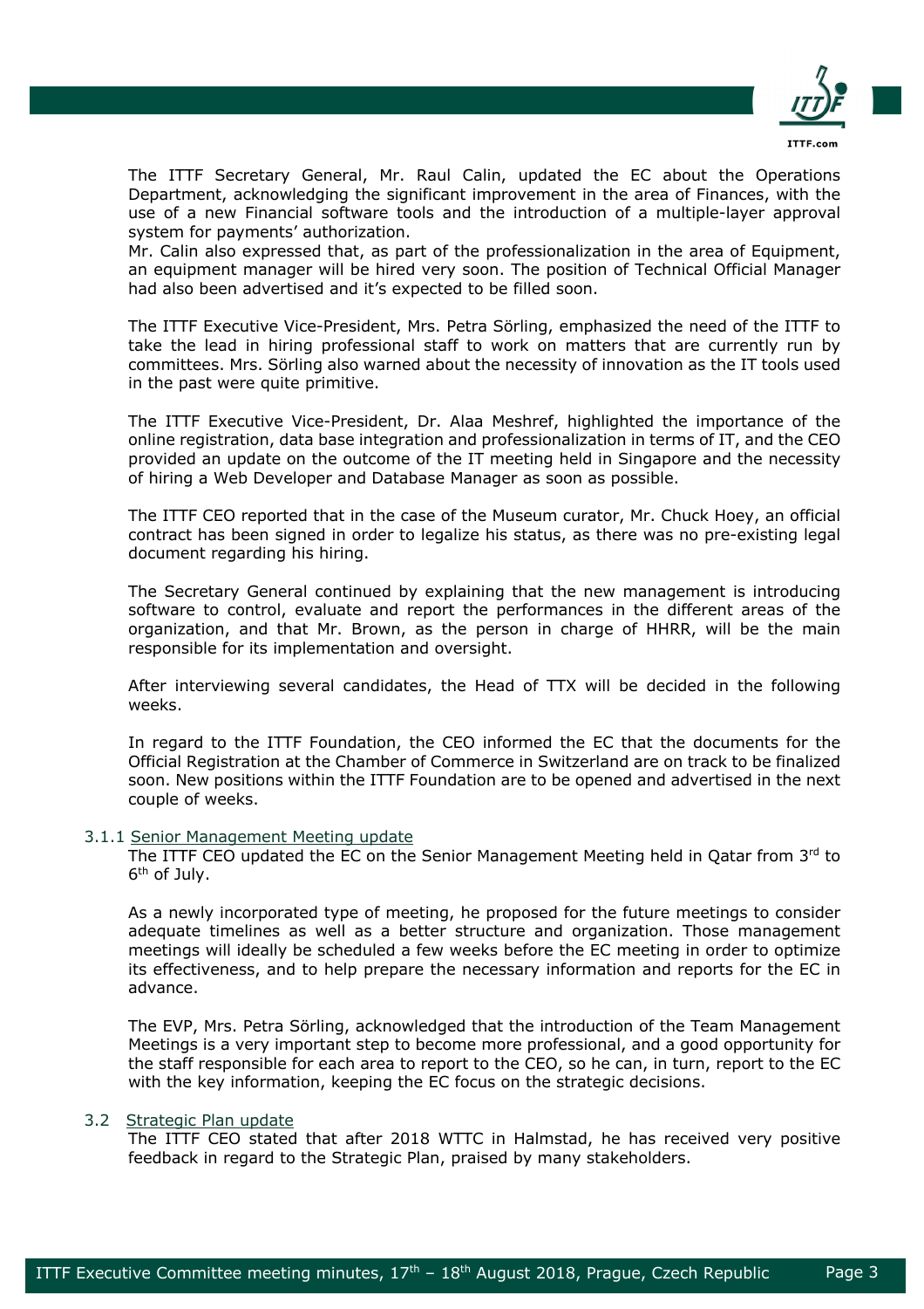The ITTF Secretary General, Mr. Raul Calin, updated the EC about the Operations Department, acknowledging the significant improvement in the area of Finances, with the use of a new Financial software tools and the introduction of a multiple-layer approval system for payments' authorization.
Mr. Calin also expressed that, as part of the professionalization in the area of Equipment, an equipment manager will be hired very soon. The position of Technical Official Manager had also been advertised and it's expected to be filled soon.

The ITTF Executive Vice-President, Mrs. Petra Sörling, emphasized the need of the ITTF to take the lead in hiring professional staff to work on matters that are currently run by committees. Mrs. Sörling also warned about the necessity of innovation as the IT tools used in the past were quite primitive.

The ITTF Executive Vice-President, Dr. Alaa Meshref, highlighted the importance of the online registration, data base integration and professionalization in terms of IT, and the CEO provided an update on the outcome of the IT meeting held in Singapore and the necessity of hiring a Web Developer and Database Manager as soon as possible.

The ITTF CEO reported that in the case of the Museum curator, Mr. Chuck Hoey, an official contract has been signed in order to legalize his status, as there was no pre-existing legal document regarding his hiring.

The Secretary General continued by explaining that the new management is introducing software to control, evaluate and report the performances in the different areas of the organization, and that Mr. Brown, as the person in charge of HHRR, will be the main responsible for its implementation and oversight.

After interviewing several candidates, the Head of TTX will be decided in the following weeks.

In regard to the ITTF Foundation, the CEO informed the EC that the documents for the Official Registration at the Chamber of Commerce in Switzerland are on track to be finalized soon. New positions within the ITTF Foundation are to be opened and advertised in the next couple of weeks.

### 3.1.1 Senior Management Meeting update

The ITTF CEO updated the EC on the Senior Management Meeting held in Qatar from 3rd to 6th of July.

As a newly incorporated type of meeting, he proposed for the future meetings to consider adequate timelines as well as a better structure and organization. Those management meetings will ideally be scheduled a few weeks before the EC meeting in order to optimize its effectiveness, and to help prepare the necessary information and reports for the EC in advance.

The EVP, Mrs. Petra Sörling, acknowledged that the introduction of the Team Management Meetings is a very important step to become more professional, and a good opportunity for the staff responsible for each area to report to the CEO, so he can, in turn, report to the EC with the key information, keeping the EC focus on the strategic decisions.

### 3.2 Strategic Plan update

The ITTF CEO stated that after 2018 WTTC in Halmstad, he has received very positive feedback in regard to the Strategic Plan, praised by many stakeholders.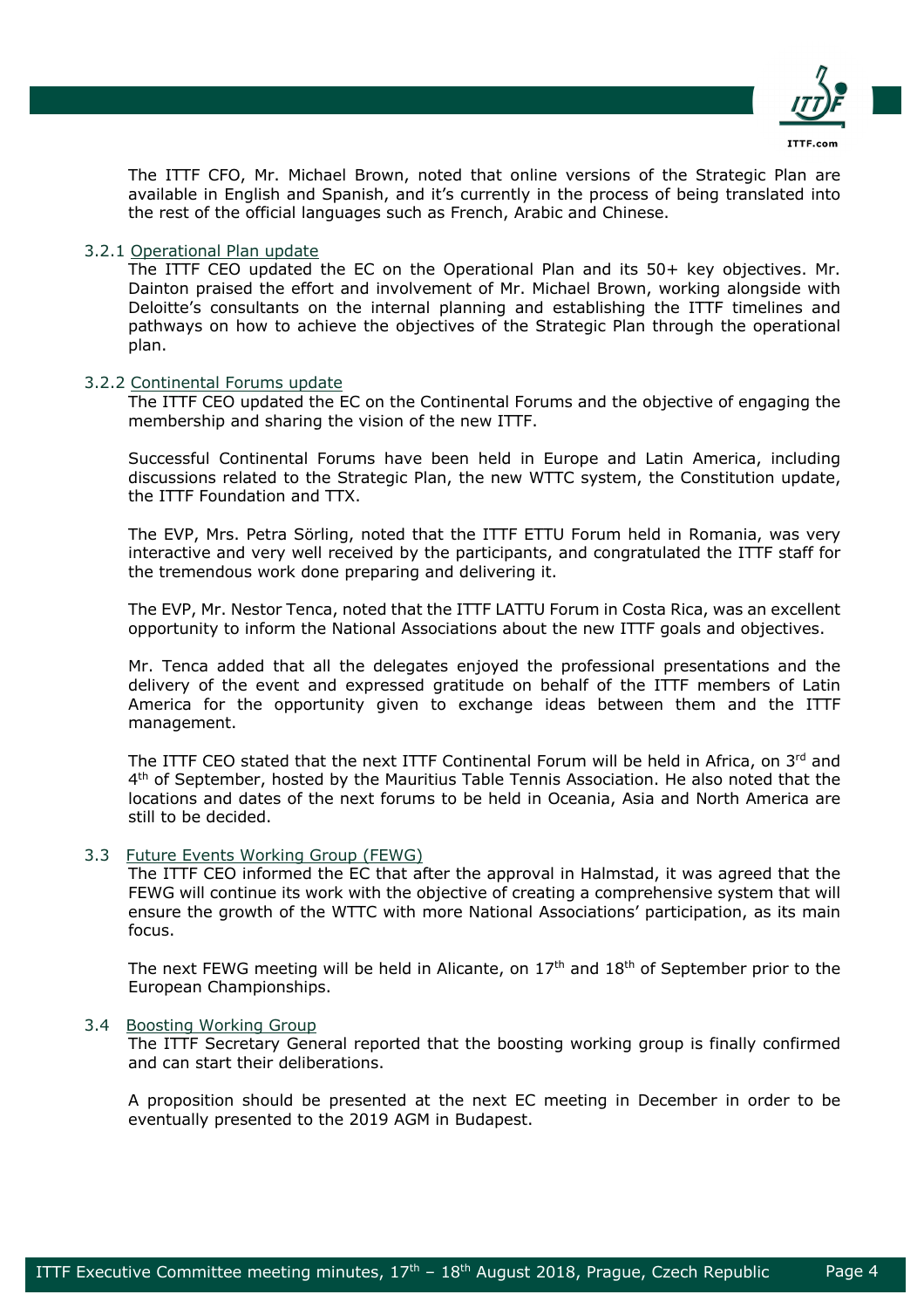The ITTF CFO, Mr. Michael Brown, noted that online versions of the Strategic Plan are available in English and Spanish, and it's currently in the process of being translated into the rest of the official languages such as French, Arabic and Chinese.

#### 3.2.1 Operational Plan update

The ITTF CEO updated the EC on the Operational Plan and its 50+ key objectives. Mr. Dainton praised the effort and involvement of Mr. Michael Brown, working alongside with Deloitte's consultants on the internal planning and establishing the ITTF timelines and pathways on how to achieve the objectives of the Strategic Plan through the operational plan.

#### 3.2.2 Continental Forums update

The ITTF CEO updated the EC on the Continental Forums and the objective of engaging the membership and sharing the vision of the new ITTF.

Successful Continental Forums have been held in Europe and Latin America, including discussions related to the Strategic Plan, the new WTTC system, the Constitution update, the ITTF Foundation and TTX.

The EVP, Mrs. Petra Sörling, noted that the ITTF ETTU Forum held in Romania, was very interactive and very well received by the participants, and congratulated the ITTF staff for the tremendous work done preparing and delivering it.

The EVP, Mr. Nestor Tenca, noted that the ITTF LATTU Forum in Costa Rica, was an excellent opportunity to inform the National Associations about the new ITTF goals and objectives.

Mr. Tenca added that all the delegates enjoyed the professional presentations and the delivery of the event and expressed gratitude on behalf of the ITTF members of Latin America for the opportunity given to exchange ideas between them and the ITTF management.

The ITTF CEO stated that the next ITTF Continental Forum will be held in Africa, on 3rd and 4th of September, hosted by the Mauritius Table Tennis Association. He also noted that the locations and dates of the next forums to be held in Oceania, Asia and North America are still to be decided.

### 3.3 Future Events Working Group (FEWG)

The ITTF CEO informed the EC that after the approval in Halmstad, it was agreed that the FEWG will continue its work with the objective of creating a comprehensive system that will ensure the growth of the WTTC with more National Associations' participation, as its main focus.

The next FEWG meeting will be held in Alicante, on 17th and 18th of September prior to the European Championships.

### 3.4 Boosting Working Group

The ITTF Secretary General reported that the boosting working group is finally confirmed and can start their deliberations.

A proposition should be presented at the next EC meeting in December in order to be eventually presented to the 2019 AGM in Budapest.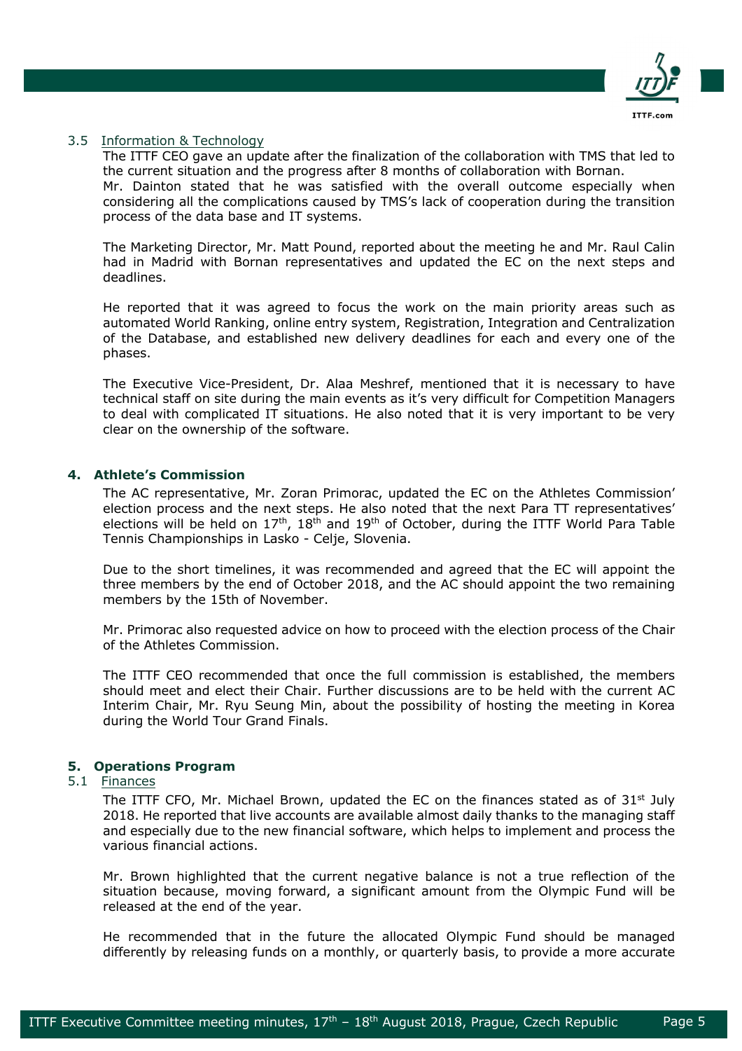### 3.5 Information & Technology

The ITTF CEO gave an update after the finalization of the collaboration with TMS that led to the current situation and the progress after 8 months of collaboration with Bornan.
Mr. Dainton stated that he was satisfied with the overall outcome especially when considering all the complications caused by TMS's lack of cooperation during the transition process of the data base and IT systems.

The Marketing Director, Mr. Matt Pound, reported about the meeting he and Mr. Raul Calin had in Madrid with Bornan representatives and updated the EC on the next steps and deadlines.

He reported that it was agreed to focus the work on the main priority areas such as automated World Ranking, online entry system, Registration, Integration and Centralization of the Database, and established new delivery deadlines for each and every one of the phases.

The Executive Vice-President, Dr. Alaa Meshref, mentioned that it is necessary to have technical staff on site during the main events as it's very difficult for Competition Managers to deal with complicated IT situations. He also noted that it is very important to be very clear on the ownership of the software.

## 4. Athlete's Commission

The AC representative, Mr. Zoran Primorac, updated the EC on the Athletes Commission' election process and the next steps. He also noted that the next Para TT representatives' elections will be held on 17th, 18th and 19th of October, during the ITTF World Para Table Tennis Championships in Lasko - Celje, Slovenia.

Due to the short timelines, it was recommended and agreed that the EC will appoint the three members by the end of October 2018, and the AC should appoint the two remaining members by the 15th of November.

Mr. Primorac also requested advice on how to proceed with the election process of the Chair of the Athletes Commission.

The ITTF CEO recommended that once the full commission is established, the members should meet and elect their Chair. Further discussions are to be held with the current AC Interim Chair, Mr. Ryu Seung Min, about the possibility of hosting the meeting in Korea during the World Tour Grand Finals.

## 5. Operations Program

### 5.1 Finances

The ITTF CFO, Mr. Michael Brown, updated the EC on the finances stated as of 31st July 2018. He reported that live accounts are available almost daily thanks to the managing staff and especially due to the new financial software, which helps to implement and process the various financial actions.

Mr. Brown highlighted that the current negative balance is not a true reflection of the situation because, moving forward, a significant amount from the Olympic Fund will be released at the end of the year.

He recommended that in the future the allocated Olympic Fund should be managed differently by releasing funds on a monthly, or quarterly basis, to provide a more accurate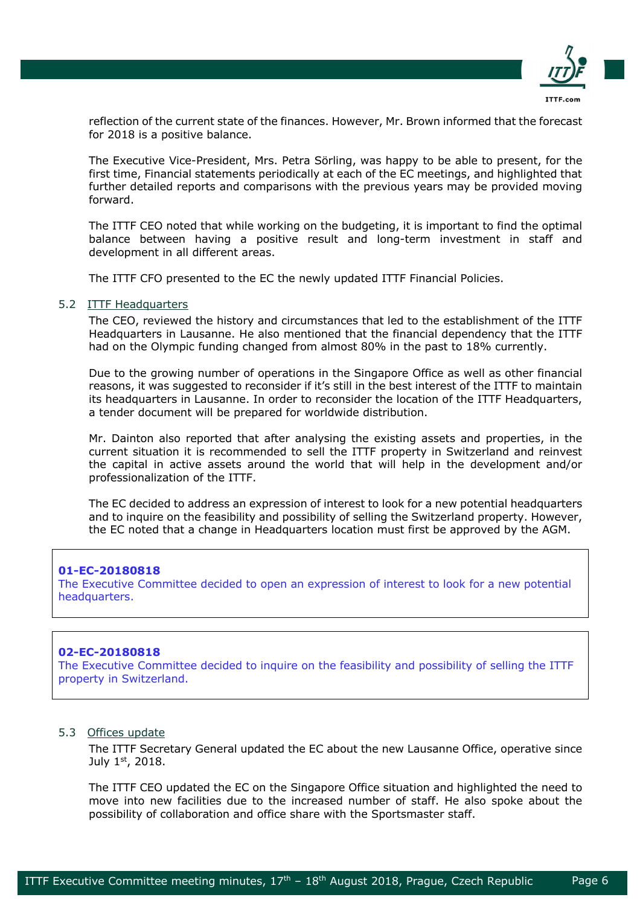reflection of the current state of the finances. However, Mr. Brown informed that the forecast for 2018 is a positive balance.

The Executive Vice-President, Mrs. Petra Sörling, was happy to be able to present, for the first time, Financial statements periodically at each of the EC meetings, and highlighted that further detailed reports and comparisons with the previous years may be provided moving forward.

The ITTF CEO noted that while working on the budgeting, it is important to find the optimal balance between having a positive result and long-term investment in staff and development in all different areas.

The ITTF CFO presented to the EC the newly updated ITTF Financial Policies.

### 5.2 ITTF Headquarters

The CEO, reviewed the history and circumstances that led to the establishment of the ITTF Headquarters in Lausanne. He also mentioned that the financial dependency that the ITTF had on the Olympic funding changed from almost 80% in the past to 18% currently.

Due to the growing number of operations in the Singapore Office as well as other financial reasons, it was suggested to reconsider if it's still in the best interest of the ITTF to maintain its headquarters in Lausanne. In order to reconsider the location of the ITTF Headquarters, a tender document will be prepared for worldwide distribution.

Mr. Dainton also reported that after analysing the existing assets and properties, in the current situation it is recommended to sell the ITTF property in Switzerland and reinvest the capital in active assets around the world that will help in the development and/or professionalization of the ITTF.

The EC decided to address an expression of interest to look for a new potential headquarters and to inquire on the feasibility and possibility of selling the Switzerland property. However, the EC noted that a change in Headquarters location must first be approved by the AGM.

> **01-EC-20180818**
> The Executive Committee decided to open an expression of interest to look for a new potential headquarters.

> **02-EC-20180818**
> The Executive Committee decided to inquire on the feasibility and possibility of selling the ITTF property in Switzerland.

### 5.3 Offices update

The ITTF Secretary General updated the EC about the new Lausanne Office, operative since July 1st, 2018.

The ITTF CEO updated the EC on the Singapore Office situation and highlighted the need to move into new facilities due to the increased number of staff. He also spoke about the possibility of collaboration and office share with the Sportsmaster staff.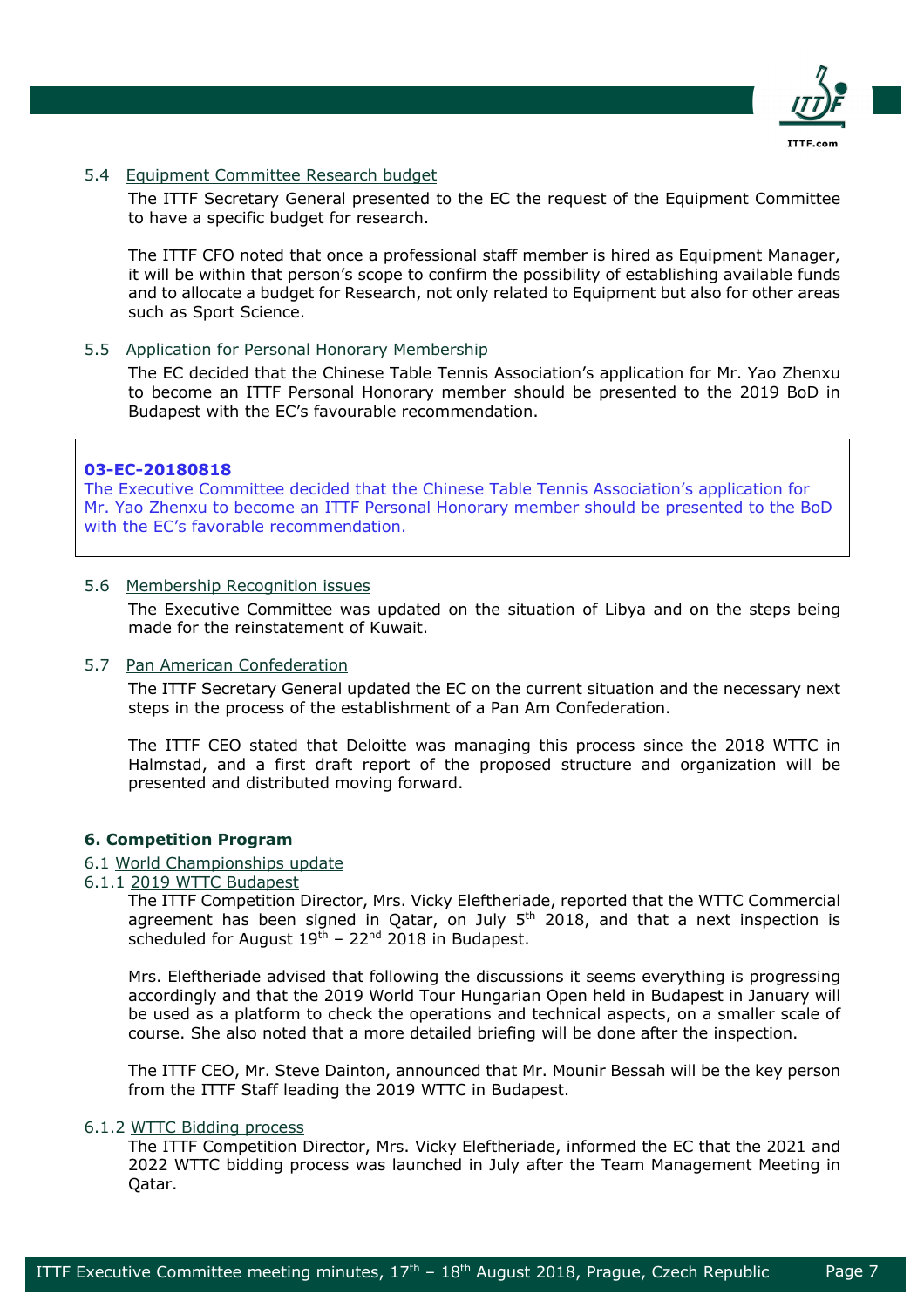5.4 Equipment Committee Research budget

The ITTF Secretary General presented to the EC the request of the Equipment Committee to have a specific budget for research.

The ITTF CFO noted that once a professional staff member is hired as Equipment Manager, it will be within that person's scope to confirm the possibility of establishing available funds and to allocate a budget for Research, not only related to Equipment but also for other areas such as Sport Science.

5.5 Application for Personal Honorary Membership

The EC decided that the Chinese Table Tennis Association's application for Mr. Yao Zhenxu to become an ITTF Personal Honorary member should be presented to the 2019 BoD in Budapest with the EC's favourable recommendation.

> **03-EC-20180818**
> The Executive Committee decided that the Chinese Table Tennis Association's application for Mr. Yao Zhenxu to become an ITTF Personal Honorary member should be presented to the BoD with the EC's favorable recommendation.

5.6 Membership Recognition issues

The Executive Committee was updated on the situation of Libya and on the steps being made for the reinstatement of Kuwait.

5.7 Pan American Confederation

The ITTF Secretary General updated the EC on the current situation and the necessary next steps in the process of the establishment of a Pan Am Confederation.

The ITTF CEO stated that Deloitte was managing this process since the 2018 WTTC in Halmstad, and a first draft report of the proposed structure and organization will be presented and distributed moving forward.

## 6. Competition Program

6.1 World Championships update

6.1.1 2019 WTTC Budapest

The ITTF Competition Director, Mrs. Vicky Eleftheriade, reported that the WTTC Commercial agreement has been signed in Qatar, on July 5th 2018, and that a next inspection is scheduled for August 19th – 22nd 2018 in Budapest.

Mrs. Eleftheriade advised that following the discussions it seems everything is progressing accordingly and that the 2019 World Tour Hungarian Open held in Budapest in January will be used as a platform to check the operations and technical aspects, on a smaller scale of course. She also noted that a more detailed briefing will be done after the inspection.

The ITTF CEO, Mr. Steve Dainton, announced that Mr. Mounir Bessah will be the key person from the ITTF Staff leading the 2019 WTTC in Budapest.

6.1.2 WTTC Bidding process

The ITTF Competition Director, Mrs. Vicky Eleftheriade, informed the EC that the 2021 and 2022 WTTC bidding process was launched in July after the Team Management Meeting in Qatar.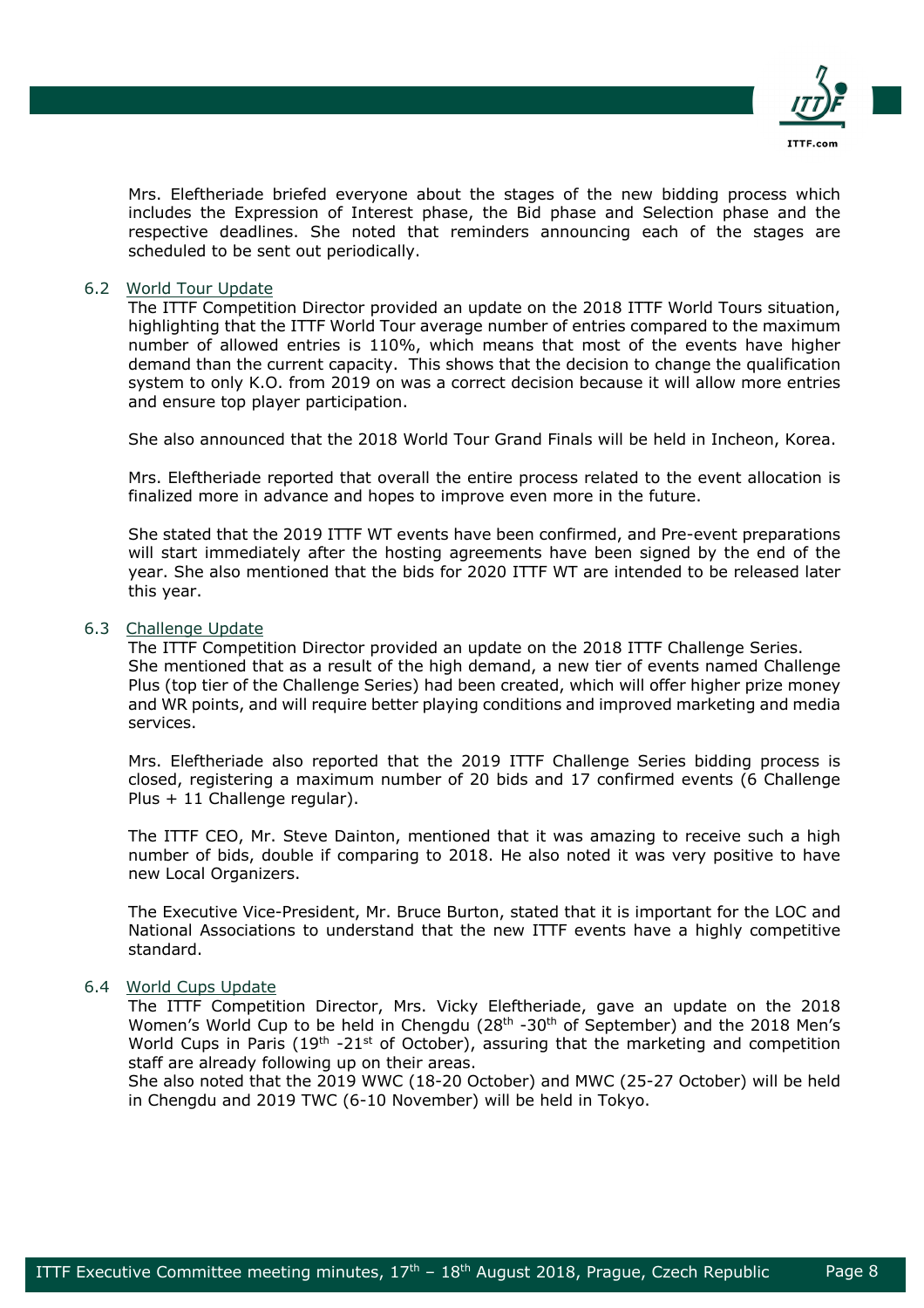Mrs. Eleftheriade briefed everyone about the stages of the new bidding process which includes the Expression of Interest phase, the Bid phase and Selection phase and the respective deadlines. She noted that reminders announcing each of the stages are scheduled to be sent out periodically.

### 6.2 World Tour Update

The ITTF Competition Director provided an update on the 2018 ITTF World Tours situation, highlighting that the ITTF World Tour average number of entries compared to the maximum number of allowed entries is 110%, which means that most of the events have higher demand than the current capacity. This shows that the decision to change the qualification system to only K.O. from 2019 on was a correct decision because it will allow more entries and ensure top player participation.

She also announced that the 2018 World Tour Grand Finals will be held in Incheon, Korea.

Mrs. Eleftheriade reported that overall the entire process related to the event allocation is finalized more in advance and hopes to improve even more in the future.

She stated that the 2019 ITTF WT events have been confirmed, and Pre-event preparations will start immediately after the hosting agreements have been signed by the end of the year. She also mentioned that the bids for 2020 ITTF WT are intended to be released later this year.

### 6.3 Challenge Update

The ITTF Competition Director provided an update on the 2018 ITTF Challenge Series.
She mentioned that as a result of the high demand, a new tier of events named Challenge Plus (top tier of the Challenge Series) had been created, which will offer higher prize money and WR points, and will require better playing conditions and improved marketing and media services.

Mrs. Eleftheriade also reported that the 2019 ITTF Challenge Series bidding process is closed, registering a maximum number of 20 bids and 17 confirmed events (6 Challenge Plus + 11 Challenge regular).

The ITTF CEO, Mr. Steve Dainton, mentioned that it was amazing to receive such a high number of bids, double if comparing to 2018. He also noted it was very positive to have new Local Organizers.

The Executive Vice-President, Mr. Bruce Burton, stated that it is important for the LOC and National Associations to understand that the new ITTF events have a highly competitive standard.

### 6.4 World Cups Update

The ITTF Competition Director, Mrs. Vicky Eleftheriade, gave an update on the 2018 Women's World Cup to be held in Chengdu (28th -30th of September) and the 2018 Men's World Cups in Paris (19th -21st of October), assuring that the marketing and competition staff are already following up on their areas.
She also noted that the 2019 WWC (18-20 October) and MWC (25-27 October) will be held in Chengdu and 2019 TWC (6-10 November) will be held in Tokyo.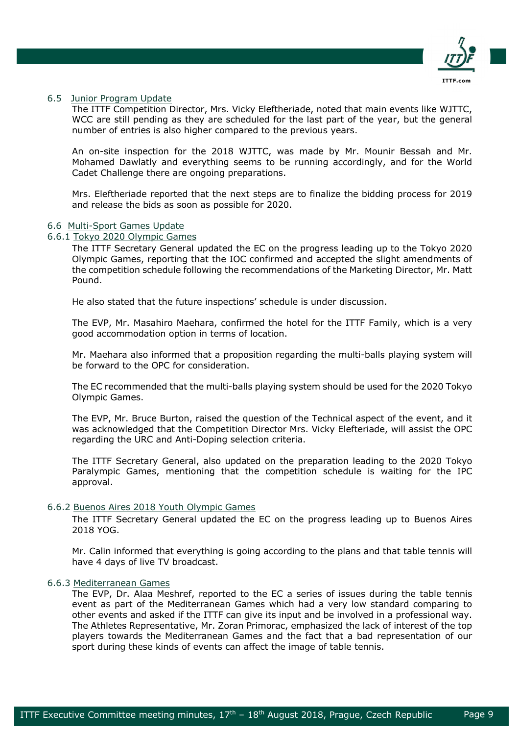### 6.5 Junior Program Update

The ITTF Competition Director, Mrs. Vicky Eleftheriade, noted that main events like WJTTC, WCC are still pending as they are scheduled for the last part of the year, but the general number of entries is also higher compared to the previous years.

An on-site inspection for the 2018 WJTTC, was made by Mr. Mounir Bessah and Mr. Mohamed Dawlatly and everything seems to be running accordingly, and for the World Cadet Challenge there are ongoing preparations.

Mrs. Eleftheriade reported that the next steps are to finalize the bidding process for 2019 and release the bids as soon as possible for 2020.

### 6.6 Multi-Sport Games Update

#### 6.6.1 Tokyo 2020 Olympic Games

The ITTF Secretary General updated the EC on the progress leading up to the Tokyo 2020 Olympic Games, reporting that the IOC confirmed and accepted the slight amendments of the competition schedule following the recommendations of the Marketing Director, Mr. Matt Pound.

He also stated that the future inspections' schedule is under discussion.

The EVP, Mr. Masahiro Maehara, confirmed the hotel for the ITTF Family, which is a very good accommodation option in terms of location.

Mr. Maehara also informed that a proposition regarding the multi-balls playing system will be forward to the OPC for consideration.

The EC recommended that the multi-balls playing system should be used for the 2020 Tokyo Olympic Games.

The EVP, Mr. Bruce Burton, raised the question of the Technical aspect of the event, and it was acknowledged that the Competition Director Mrs. Vicky Elefteriade, will assist the OPC regarding the URC and Anti-Doping selection criteria.

The ITTF Secretary General, also updated on the preparation leading to the 2020 Tokyo Paralympic Games, mentioning that the competition schedule is waiting for the IPC approval.

#### 6.6.2 Buenos Aires 2018 Youth Olympic Games

The ITTF Secretary General updated the EC on the progress leading up to Buenos Aires 2018 YOG.

Mr. Calin informed that everything is going according to the plans and that table tennis will have 4 days of live TV broadcast.

#### 6.6.3 Mediterranean Games

The EVP, Dr. Alaa Meshref, reported to the EC a series of issues during the table tennis event as part of the Mediterranean Games which had a very low standard comparing to other events and asked if the ITTF can give its input and be involved in a professional way. The Athletes Representative, Mr. Zoran Primorac, emphasized the lack of interest of the top players towards the Mediterranean Games and the fact that a bad representation of our sport during these kinds of events can affect the image of table tennis.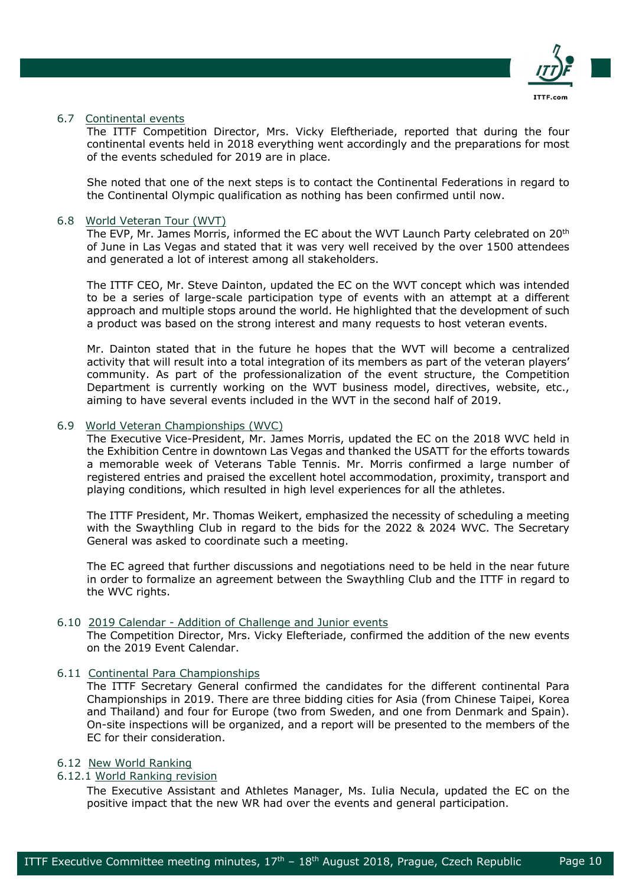### 6.7 Continental events

The ITTF Competition Director, Mrs. Vicky Eleftheriade, reported that during the four continental events held in 2018 everything went accordingly and the preparations for most of the events scheduled for 2019 are in place.

She noted that one of the next steps is to contact the Continental Federations in regard to the Continental Olympic qualification as nothing has been confirmed until now.

### 6.8 World Veteran Tour (WVT)

The EVP, Mr. James Morris, informed the EC about the WVT Launch Party celebrated on 20th of June in Las Vegas and stated that it was very well received by the over 1500 attendees and generated a lot of interest among all stakeholders.

The ITTF CEO, Mr. Steve Dainton, updated the EC on the WVT concept which was intended to be a series of large-scale participation type of events with an attempt at a different approach and multiple stops around the world. He highlighted that the development of such a product was based on the strong interest and many requests to host veteran events.

Mr. Dainton stated that in the future he hopes that the WVT will become a centralized activity that will result into a total integration of its members as part of the veteran players' community. As part of the professionalization of the event structure, the Competition Department is currently working on the WVT business model, directives, website, etc., aiming to have several events included in the WVT in the second half of 2019.

### 6.9 World Veteran Championships (WVC)

The Executive Vice-President, Mr. James Morris, updated the EC on the 2018 WVC held in the Exhibition Centre in downtown Las Vegas and thanked the USATT for the efforts towards a memorable week of Veterans Table Tennis. Mr. Morris confirmed a large number of registered entries and praised the excellent hotel accommodation, proximity, transport and playing conditions, which resulted in high level experiences for all the athletes.

The ITTF President, Mr. Thomas Weikert, emphasized the necessity of scheduling a meeting with the Swaythling Club in regard to the bids for the 2022 & 2024 WVC. The Secretary General was asked to coordinate such a meeting.

The EC agreed that further discussions and negotiations need to be held in the near future in order to formalize an agreement between the Swaythling Club and the ITTF in regard to the WVC rights.

### 6.10 2019 Calendar - Addition of Challenge and Junior events

The Competition Director, Mrs. Vicky Elefteriade, confirmed the addition of the new events on the 2019 Event Calendar.

### 6.11 Continental Para Championships

The ITTF Secretary General confirmed the candidates for the different continental Para Championships in 2019. There are three bidding cities for Asia (from Chinese Taipei, Korea and Thailand) and four for Europe (two from Sweden, and one from Denmark and Spain). On-site inspections will be organized, and a report will be presented to the members of the EC for their consideration.

### 6.12 New World Ranking

#### 6.12.1 World Ranking revision

The Executive Assistant and Athletes Manager, Ms. Iulia Necula, updated the EC on the positive impact that the new WR had over the events and general participation.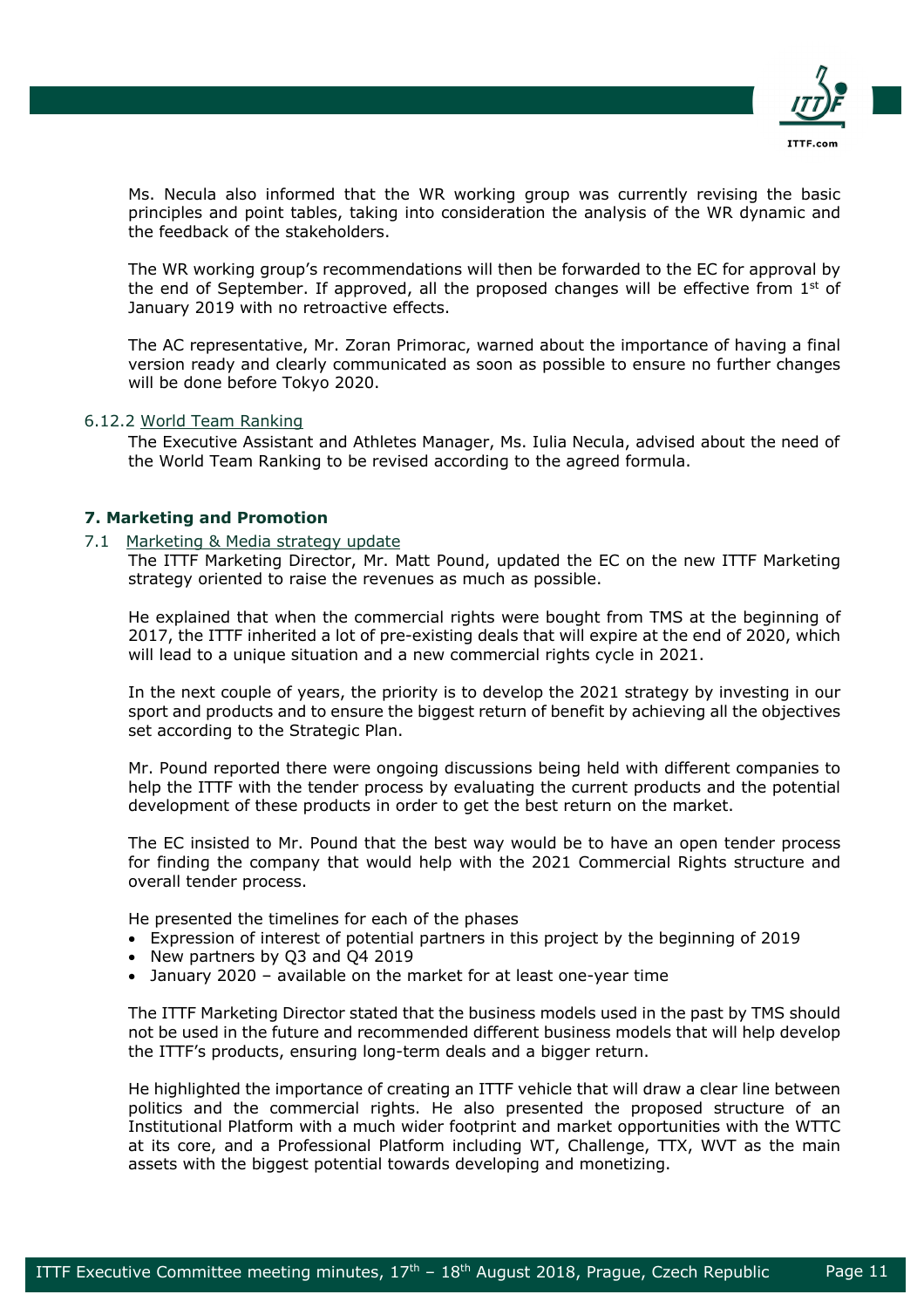Ms. Necula also informed that the WR working group was currently revising the basic principles and point tables, taking into consideration the analysis of the WR dynamic and the feedback of the stakeholders.

The WR working group's recommendations will then be forwarded to the EC for approval by the end of September. If approved, all the proposed changes will be effective from 1st of January 2019 with no retroactive effects.

The AC representative, Mr. Zoran Primorac, warned about the importance of having a final version ready and clearly communicated as soon as possible to ensure no further changes will be done before Tokyo 2020.

6.12.2 World Team Ranking

The Executive Assistant and Athletes Manager, Ms. Iulia Necula, advised about the need of the World Team Ranking to be revised according to the agreed formula.

## 7. Marketing and Promotion

7.1 Marketing & Media strategy update

The ITTF Marketing Director, Mr. Matt Pound, updated the EC on the new ITTF Marketing strategy oriented to raise the revenues as much as possible.

He explained that when the commercial rights were bought from TMS at the beginning of 2017, the ITTF inherited a lot of pre-existing deals that will expire at the end of 2020, which will lead to a unique situation and a new commercial rights cycle in 2021.

In the next couple of years, the priority is to develop the 2021 strategy by investing in our sport and products and to ensure the biggest return of benefit by achieving all the objectives set according to the Strategic Plan.

Mr. Pound reported there were ongoing discussions being held with different companies to help the ITTF with the tender process by evaluating the current products and the potential development of these products in order to get the best return on the market.

The EC insisted to Mr. Pound that the best way would be to have an open tender process for finding the company that would help with the 2021 Commercial Rights structure and overall tender process.

He presented the timelines for each of the phases

- Expression of interest of potential partners in this project by the beginning of 2019
- New partners by Q3 and Q4 2019
- January 2020 – available on the market for at least one-year time

The ITTF Marketing Director stated that the business models used in the past by TMS should not be used in the future and recommended different business models that will help develop the ITTF's products, ensuring long-term deals and a bigger return.

He highlighted the importance of creating an ITTF vehicle that will draw a clear line between politics and the commercial rights. He also presented the proposed structure of an Institutional Platform with a much wider footprint and market opportunities with the WTTC at its core, and a Professional Platform including WT, Challenge, TTX, WVT as the main assets with the biggest potential towards developing and monetizing.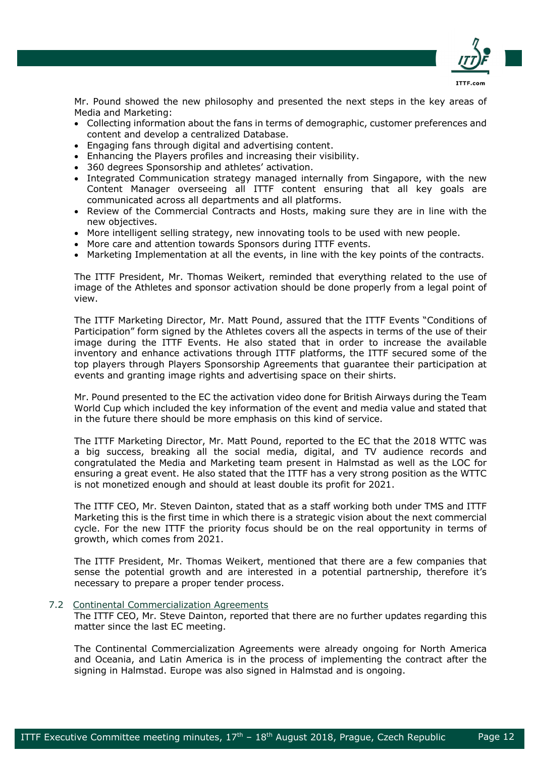Mr. Pound showed the new philosophy and presented the next steps in the key areas of Media and Marketing:

- Collecting information about the fans in terms of demographic, customer preferences and content and develop a centralized Database.
- Engaging fans through digital and advertising content.
- Enhancing the Players profiles and increasing their visibility.
- 360 degrees Sponsorship and athletes' activation.
- Integrated Communication strategy managed internally from Singapore, with the new Content Manager overseeing all ITTF content ensuring that all key goals are communicated across all departments and all platforms.
- Review of the Commercial Contracts and Hosts, making sure they are in line with the new objectives.
- More intelligent selling strategy, new innovating tools to be used with new people.
- More care and attention towards Sponsors during ITTF events.
- Marketing Implementation at all the events, in line with the key points of the contracts.

The ITTF President, Mr. Thomas Weikert, reminded that everything related to the use of image of the Athletes and sponsor activation should be done properly from a legal point of view.

The ITTF Marketing Director, Mr. Matt Pound, assured that the ITTF Events "Conditions of Participation" form signed by the Athletes covers all the aspects in terms of the use of their image during the ITTF Events. He also stated that in order to increase the available inventory and enhance activations through ITTF platforms, the ITTF secured some of the top players through Players Sponsorship Agreements that guarantee their participation at events and granting image rights and advertising space on their shirts.

Mr. Pound presented to the EC the activation video done for British Airways during the Team World Cup which included the key information of the event and media value and stated that in the future there should be more emphasis on this kind of service.

The ITTF Marketing Director, Mr. Matt Pound, reported to the EC that the 2018 WTTC was a big success, breaking all the social media, digital, and TV audience records and congratulated the Media and Marketing team present in Halmstad as well as the LOC for ensuring a great event. He also stated that the ITTF has a very strong position as the WTTC is not monetized enough and should at least double its profit for 2021.

The ITTF CEO, Mr. Steven Dainton, stated that as a staff working both under TMS and ITTF Marketing this is the first time in which there is a strategic vision about the next commercial cycle. For the new ITTF the priority focus should be on the real opportunity in terms of growth, which comes from 2021.

The ITTF President, Mr. Thomas Weikert, mentioned that there are a few companies that sense the potential growth and are interested in a potential partnership, therefore it's necessary to prepare a proper tender process.

### 7.2 Continental Commercialization Agreements

The ITTF CEO, Mr. Steve Dainton, reported that there are no further updates regarding this matter since the last EC meeting.

The Continental Commercialization Agreements were already ongoing for North America and Oceania, and Latin America is in the process of implementing the contract after the signing in Halmstad. Europe was also signed in Halmstad and is ongoing.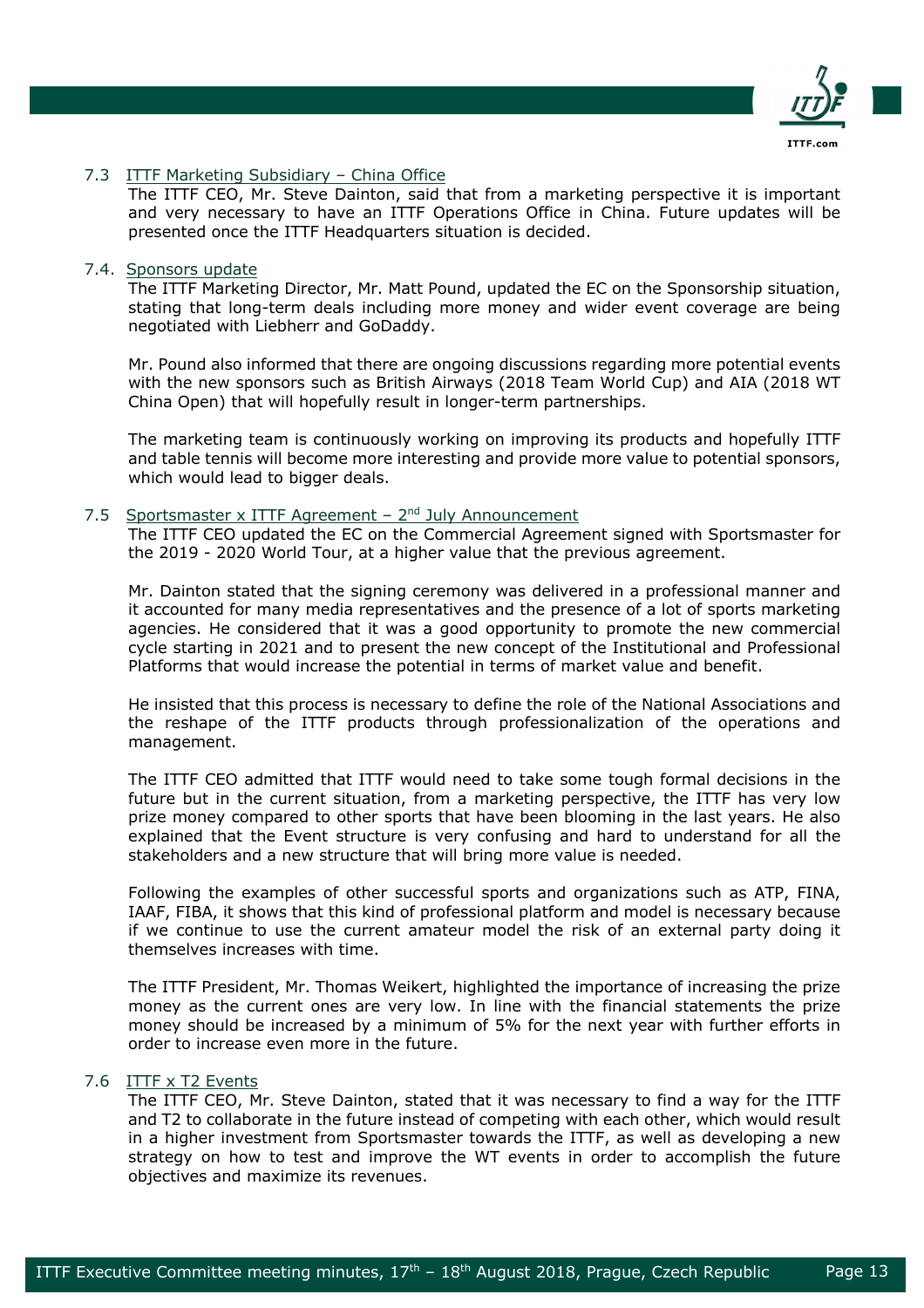### 7.3 ITTF Marketing Subsidiary – China Office

The ITTF CEO, Mr. Steve Dainton, said that from a marketing perspective it is important and very necessary to have an ITTF Operations Office in China. Future updates will be presented once the ITTF Headquarters situation is decided.

### 7.4. Sponsors update

The ITTF Marketing Director, Mr. Matt Pound, updated the EC on the Sponsorship situation, stating that long-term deals including more money and wider event coverage are being negotiated with Liebherr and GoDaddy.

Mr. Pound also informed that there are ongoing discussions regarding more potential events with the new sponsors such as British Airways (2018 Team World Cup) and AIA (2018 WT China Open) that will hopefully result in longer-term partnerships.

The marketing team is continuously working on improving its products and hopefully ITTF and table tennis will become more interesting and provide more value to potential sponsors, which would lead to bigger deals.

### 7.5 Sportsmaster x ITTF Agreement – 2nd July Announcement

The ITTF CEO updated the EC on the Commercial Agreement signed with Sportsmaster for the 2019 - 2020 World Tour, at a higher value that the previous agreement.

Mr. Dainton stated that the signing ceremony was delivered in a professional manner and it accounted for many media representatives and the presence of a lot of sports marketing agencies. He considered that it was a good opportunity to promote the new commercial cycle starting in 2021 and to present the new concept of the Institutional and Professional Platforms that would increase the potential in terms of market value and benefit.

He insisted that this process is necessary to define the role of the National Associations and the reshape of the ITTF products through professionalization of the operations and management.

The ITTF CEO admitted that ITTF would need to take some tough formal decisions in the future but in the current situation, from a marketing perspective, the ITTF has very low prize money compared to other sports that have been blooming in the last years. He also explained that the Event structure is very confusing and hard to understand for all the stakeholders and a new structure that will bring more value is needed.

Following the examples of other successful sports and organizations such as ATP, FINA, IAAF, FIBA, it shows that this kind of professional platform and model is necessary because if we continue to use the current amateur model the risk of an external party doing it themselves increases with time.

The ITTF President, Mr. Thomas Weikert, highlighted the importance of increasing the prize money as the current ones are very low. In line with the financial statements the prize money should be increased by a minimum of 5% for the next year with further efforts in order to increase even more in the future.

### 7.6 ITTF x T2 Events

The ITTF CEO, Mr. Steve Dainton, stated that it was necessary to find a way for the ITTF and T2 to collaborate in the future instead of competing with each other, which would result in a higher investment from Sportsmaster towards the ITTF, as well as developing a new strategy on how to test and improve the WT events in order to accomplish the future objectives and maximize its revenues.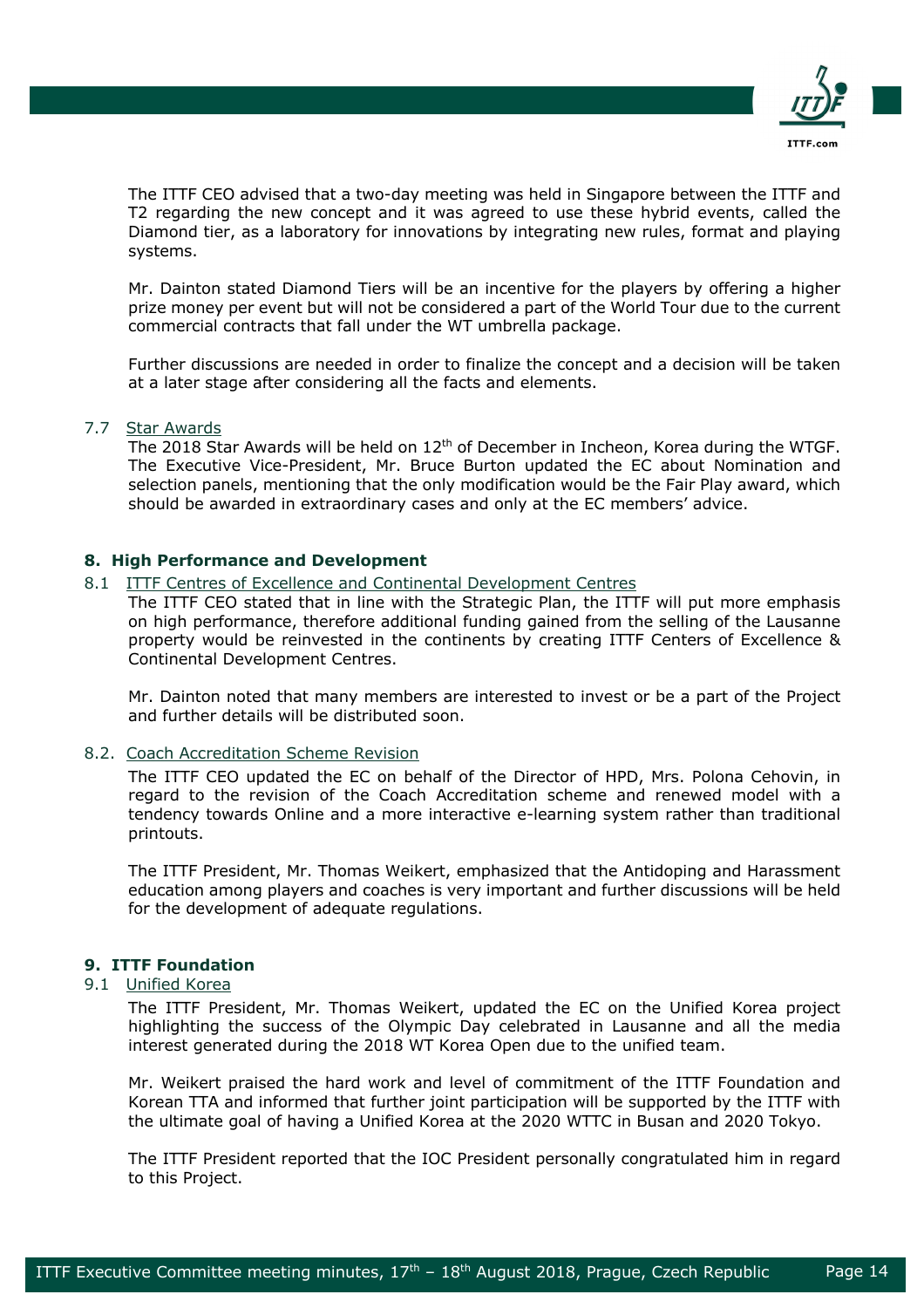The ITTF CEO advised that a two-day meeting was held in Singapore between the ITTF and T2 regarding the new concept and it was agreed to use these hybrid events, called the Diamond tier, as a laboratory for innovations by integrating new rules, format and playing systems.

Mr. Dainton stated Diamond Tiers will be an incentive for the players by offering a higher prize money per event but will not be considered a part of the World Tour due to the current commercial contracts that fall under the WT umbrella package.

Further discussions are needed in order to finalize the concept and a decision will be taken at a later stage after considering all the facts and elements.

### 7.7 Star Awards

The 2018 Star Awards will be held on 12th of December in Incheon, Korea during the WTGF. The Executive Vice-President, Mr. Bruce Burton updated the EC about Nomination and selection panels, mentioning that the only modification would be the Fair Play award, which should be awarded in extraordinary cases and only at the EC members' advice.

## 8. High Performance and Development

### 8.1 ITTF Centres of Excellence and Continental Development Centres

The ITTF CEO stated that in line with the Strategic Plan, the ITTF will put more emphasis on high performance, therefore additional funding gained from the selling of the Lausanne property would be reinvested in the continents by creating ITTF Centers of Excellence & Continental Development Centres.

Mr. Dainton noted that many members are interested to invest or be a part of the Project and further details will be distributed soon.

### 8.2. Coach Accreditation Scheme Revision

The ITTF CEO updated the EC on behalf of the Director of HPD, Mrs. Polona Cehovin, in regard to the revision of the Coach Accreditation scheme and renewed model with a tendency towards Online and a more interactive e-learning system rather than traditional printouts.

The ITTF President, Mr. Thomas Weikert, emphasized that the Antidoping and Harassment education among players and coaches is very important and further discussions will be held for the development of adequate regulations.

## 9. ITTF Foundation

### 9.1 Unified Korea

The ITTF President, Mr. Thomas Weikert, updated the EC on the Unified Korea project highlighting the success of the Olympic Day celebrated in Lausanne and all the media interest generated during the 2018 WT Korea Open due to the unified team.

Mr. Weikert praised the hard work and level of commitment of the ITTF Foundation and Korean TTA and informed that further joint participation will be supported by the ITTF with the ultimate goal of having a Unified Korea at the 2020 WTTC in Busan and 2020 Tokyo.

The ITTF President reported that the IOC President personally congratulated him in regard to this Project.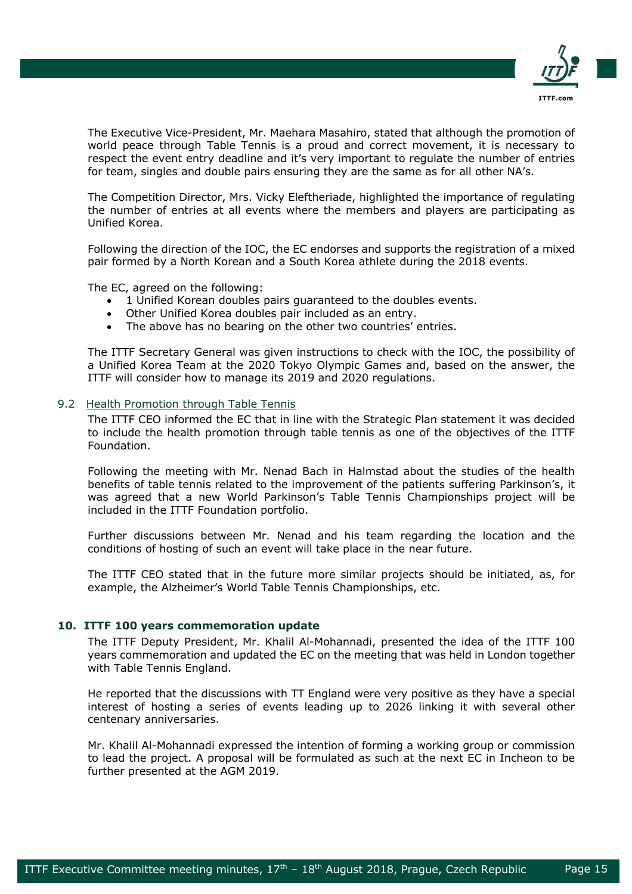The Executive Vice-President, Mr. Maehara Masahiro, stated that although the promotion of world peace through Table Tennis is a proud and correct movement, it is necessary to respect the event entry deadline and it's very important to regulate the number of entries for team, singles and double pairs ensuring they are the same as for all other NA's.

The Competition Director, Mrs. Vicky Eleftheriade, highlighted the importance of regulating the number of entries at all events where the members and players are participating as Unified Korea.

Following the direction of the IOC, the EC endorses and supports the registration of a mixed pair formed by a North Korean and a South Korea athlete during the 2018 events.

The EC, agreed on the following:

- 1 Unified Korean doubles pairs guaranteed to the doubles events.
- Other Unified Korea doubles pair included as an entry.
- The above has no bearing on the other two countries' entries.

The ITTF Secretary General was given instructions to check with the IOC, the possibility of a Unified Korea Team at the 2020 Tokyo Olympic Games and, based on the answer, the ITTF will consider how to manage its 2019 and 2020 regulations.

### 9.2 Health Promotion through Table Tennis

The ITTF CEO informed the EC that in line with the Strategic Plan statement it was decided to include the health promotion through table tennis as one of the objectives of the ITTF Foundation.

Following the meeting with Mr. Nenad Bach in Halmstad about the studies of the health benefits of table tennis related to the improvement of the patients suffering Parkinson's, it was agreed that a new World Parkinson's Table Tennis Championships project will be included in the ITTF Foundation portfolio.

Further discussions between Mr. Nenad and his team regarding the location and the conditions of hosting of such an event will take place in the near future.

The ITTF CEO stated that in the future more similar projects should be initiated, as, for example, the Alzheimer's World Table Tennis Championships, etc.

## 10. ITTF 100 years commemoration update

The ITTF Deputy President, Mr. Khalil Al-Mohannadi, presented the idea of the ITTF 100 years commemoration and updated the EC on the meeting that was held in London together with Table Tennis England.

He reported that the discussions with TT England were very positive as they have a special interest of hosting a series of events leading up to 2026 linking it with several other centenary anniversaries.

Mr. Khalil Al-Mohannadi expressed the intention of forming a working group or commission to lead the project. A proposal will be formulated as such at the next EC in Incheon to be further presented at the AGM 2019.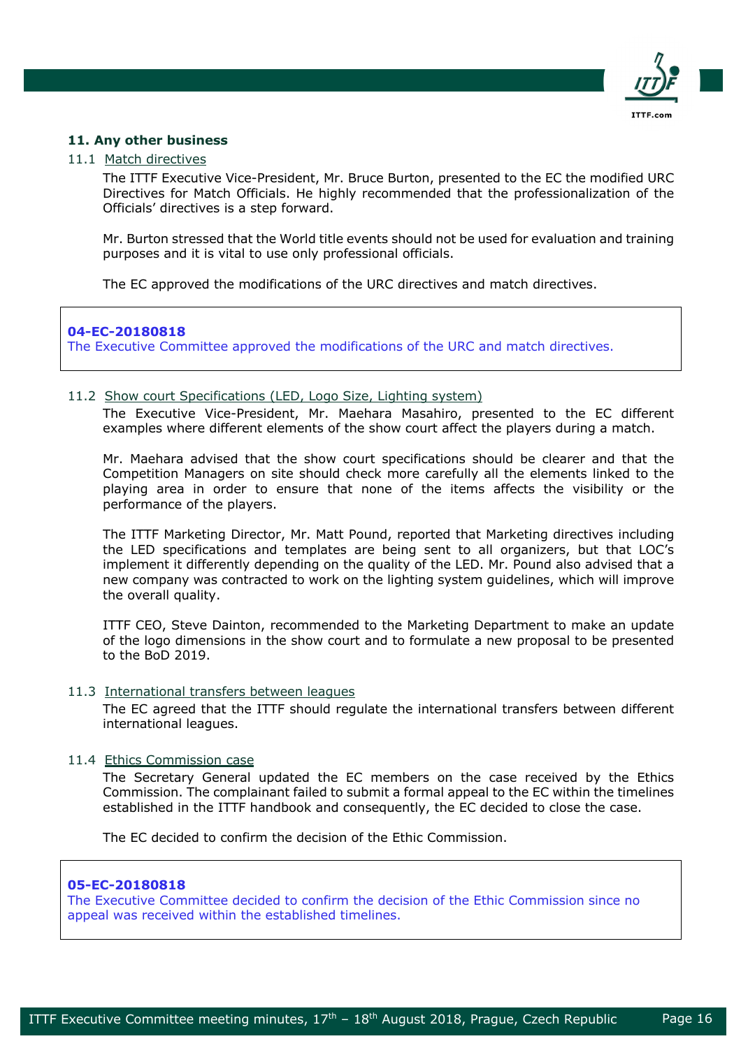## 11. Any other business

### 11.1 Match directives

The ITTF Executive Vice-President, Mr. Bruce Burton, presented to the EC the modified URC Directives for Match Officials. He highly recommended that the professionalization of the Officials' directives is a step forward.

Mr. Burton stressed that the World title events should not be used for evaluation and training purposes and it is vital to use only professional officials.

The EC approved the modifications of the URC directives and match directives.

> **04-EC-20180818**
> The Executive Committee approved the modifications of the URC and match directives.

### 11.2 Show court Specifications (LED, Logo Size, Lighting system)

The Executive Vice-President, Mr. Maehara Masahiro, presented to the EC different examples where different elements of the show court affect the players during a match.

Mr. Maehara advised that the show court specifications should be clearer and that the Competition Managers on site should check more carefully all the elements linked to the playing area in order to ensure that none of the items affects the visibility or the performance of the players.

The ITTF Marketing Director, Mr. Matt Pound, reported that Marketing directives including the LED specifications and templates are being sent to all organizers, but that LOC's implement it differently depending on the quality of the LED. Mr. Pound also advised that a new company was contracted to work on the lighting system guidelines, which will improve the overall quality.

ITTF CEO, Steve Dainton, recommended to the Marketing Department to make an update of the logo dimensions in the show court and to formulate a new proposal to be presented to the BoD 2019.

### 11.3 International transfers between leagues

The EC agreed that the ITTF should regulate the international transfers between different international leagues.

### 11.4 Ethics Commission case

The Secretary General updated the EC members on the case received by the Ethics Commission. The complainant failed to submit a formal appeal to the EC within the timelines established in the ITTF handbook and consequently, the EC decided to close the case.

The EC decided to confirm the decision of the Ethic Commission.

> **05-EC-20180818**
> The Executive Committee decided to confirm the decision of the Ethic Commission since no appeal was received within the established timelines.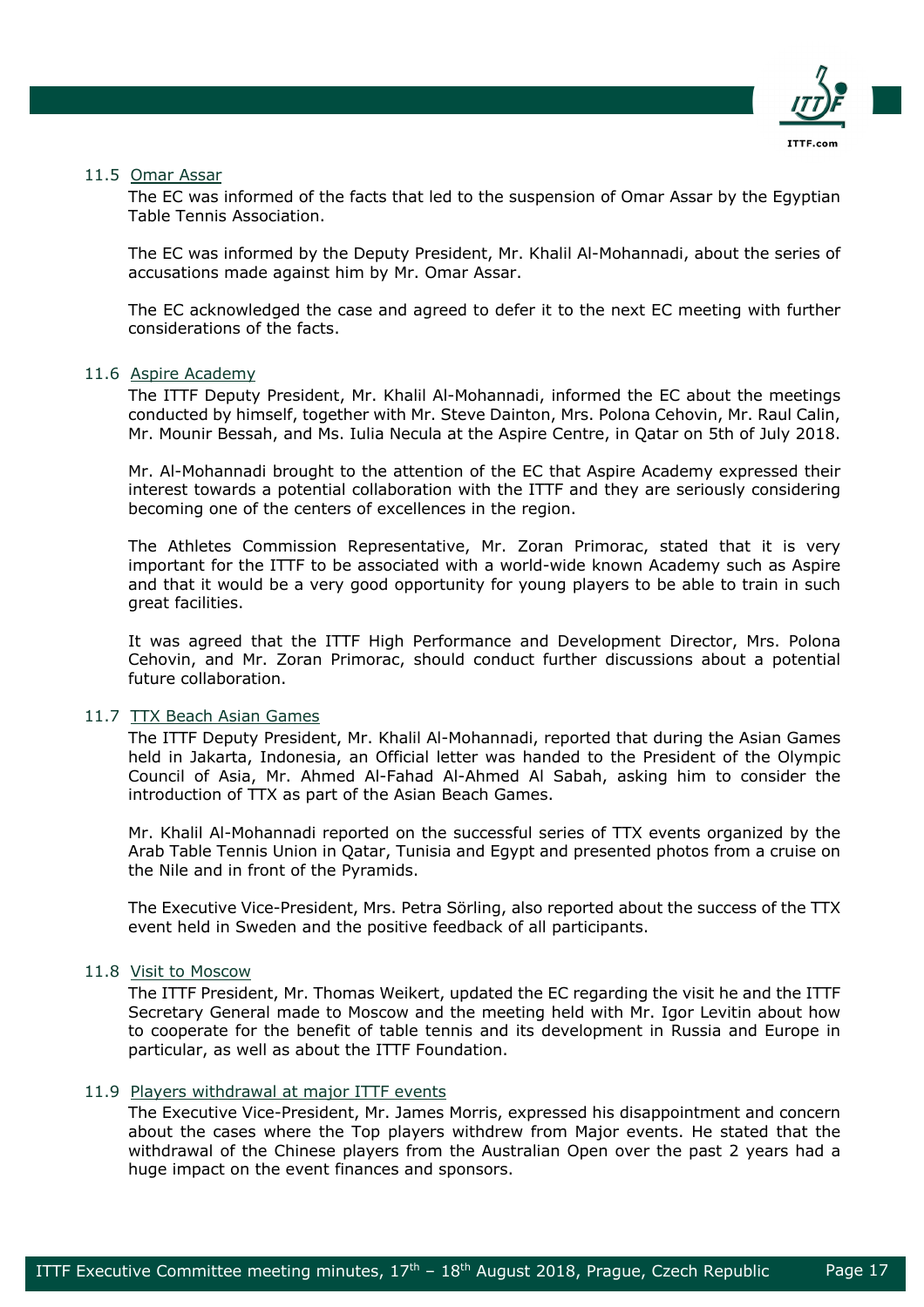### 11.5 Omar Assar

The EC was informed of the facts that led to the suspension of Omar Assar by the Egyptian Table Tennis Association.

The EC was informed by the Deputy President, Mr. Khalil Al-Mohannadi, about the series of accusations made against him by Mr. Omar Assar.

The EC acknowledged the case and agreed to defer it to the next EC meeting with further considerations of the facts.

### 11.6 Aspire Academy

The ITTF Deputy President, Mr. Khalil Al-Mohannadi, informed the EC about the meetings conducted by himself, together with Mr. Steve Dainton, Mrs. Polona Cehovin, Mr. Raul Calin, Mr. Mounir Bessah, and Ms. Iulia Necula at the Aspire Centre, in Qatar on 5th of July 2018.

Mr. Al-Mohannadi brought to the attention of the EC that Aspire Academy expressed their interest towards a potential collaboration with the ITTF and they are seriously considering becoming one of the centers of excellences in the region.

The Athletes Commission Representative, Mr. Zoran Primorac, stated that it is very important for the ITTF to be associated with a world-wide known Academy such as Aspire and that it would be a very good opportunity for young players to be able to train in such great facilities.

It was agreed that the ITTF High Performance and Development Director, Mrs. Polona Cehovin, and Mr. Zoran Primorac, should conduct further discussions about a potential future collaboration.

### 11.7 TTX Beach Asian Games

The ITTF Deputy President, Mr. Khalil Al-Mohannadi, reported that during the Asian Games held in Jakarta, Indonesia, an Official letter was handed to the President of the Olympic Council of Asia, Mr. Ahmed Al-Fahad Al-Ahmed Al Sabah, asking him to consider the introduction of TTX as part of the Asian Beach Games.

Mr. Khalil Al-Mohannadi reported on the successful series of TTX events organized by the Arab Table Tennis Union in Qatar, Tunisia and Egypt and presented photos from a cruise on the Nile and in front of the Pyramids.

The Executive Vice-President, Mrs. Petra Sörling, also reported about the success of the TTX event held in Sweden and the positive feedback of all participants.

### 11.8 Visit to Moscow

The ITTF President, Mr. Thomas Weikert, updated the EC regarding the visit he and the ITTF Secretary General made to Moscow and the meeting held with Mr. Igor Levitin about how to cooperate for the benefit of table tennis and its development in Russia and Europe in particular, as well as about the ITTF Foundation.

### 11.9 Players withdrawal at major ITTF events

The Executive Vice-President, Mr. James Morris, expressed his disappointment and concern about the cases where the Top players withdrew from Major events. He stated that the withdrawal of the Chinese players from the Australian Open over the past 2 years had a huge impact on the event finances and sponsors.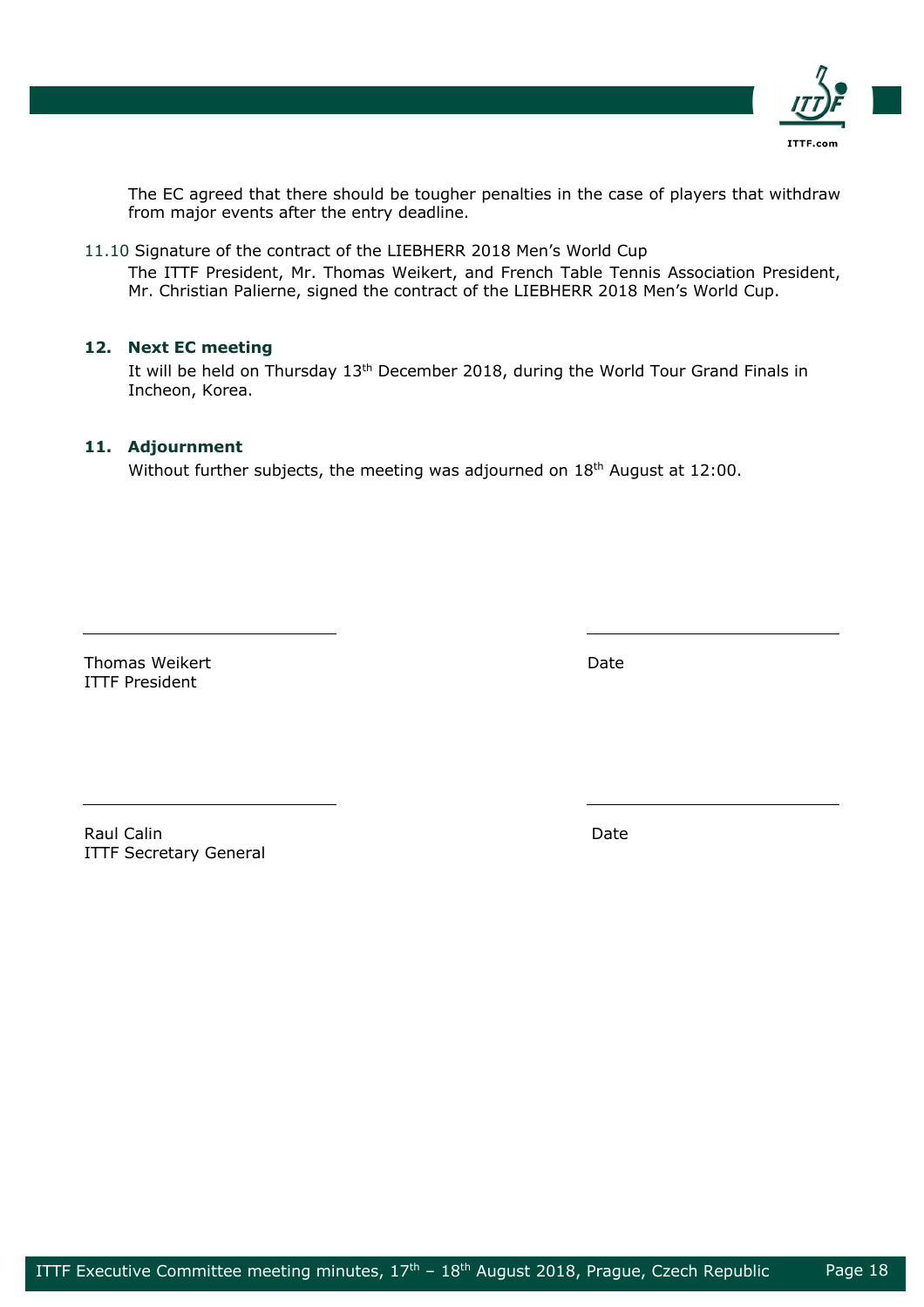The EC agreed that there should be tougher penalties in the case of players that withdraw from major events after the entry deadline.

11.10 Signature of the contract of the LIEBHERR 2018 Men's World Cup

The ITTF President, Mr. Thomas Weikert, and French Table Tennis Association President, Mr. Christian Palierne, signed the contract of the LIEBHERR 2018 Men's World Cup.

## 12. Next EC meeting

It will be held on Thursday 13th December 2018, during the World Tour Grand Finals in Incheon, Korea.

## 11. Adjournment

Without further subjects, the meeting was adjourned on 18th August at 12:00.

Thomas Weikert
ITTF President

Date

Raul Calin
ITTF Secretary General

Date